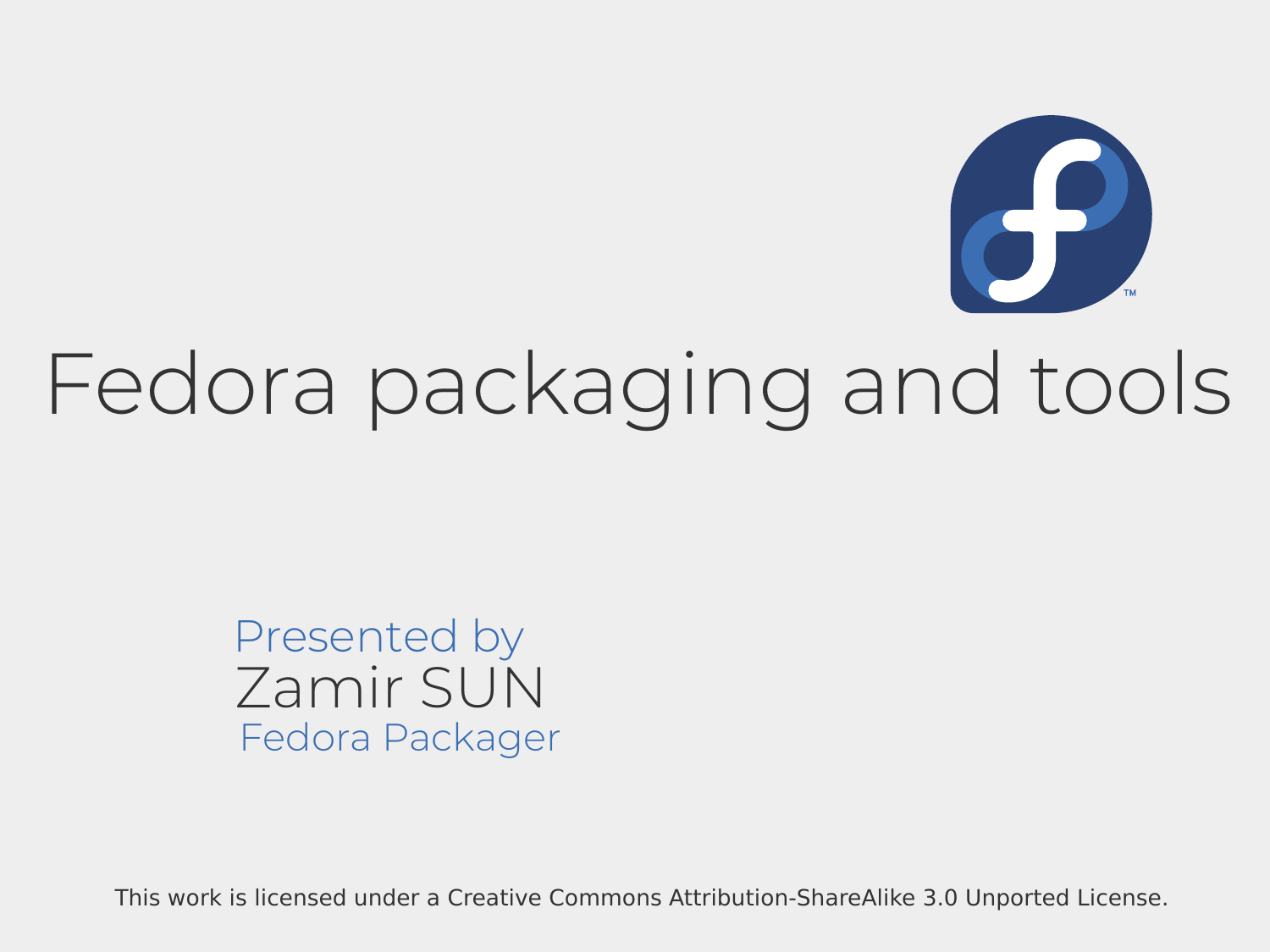# Fedora packaging and tools

Presented by

Zamir SUN

Fedora Packager

This work is licensed under a Creative Commons Attribution-ShareAlike 3.0 Unported License.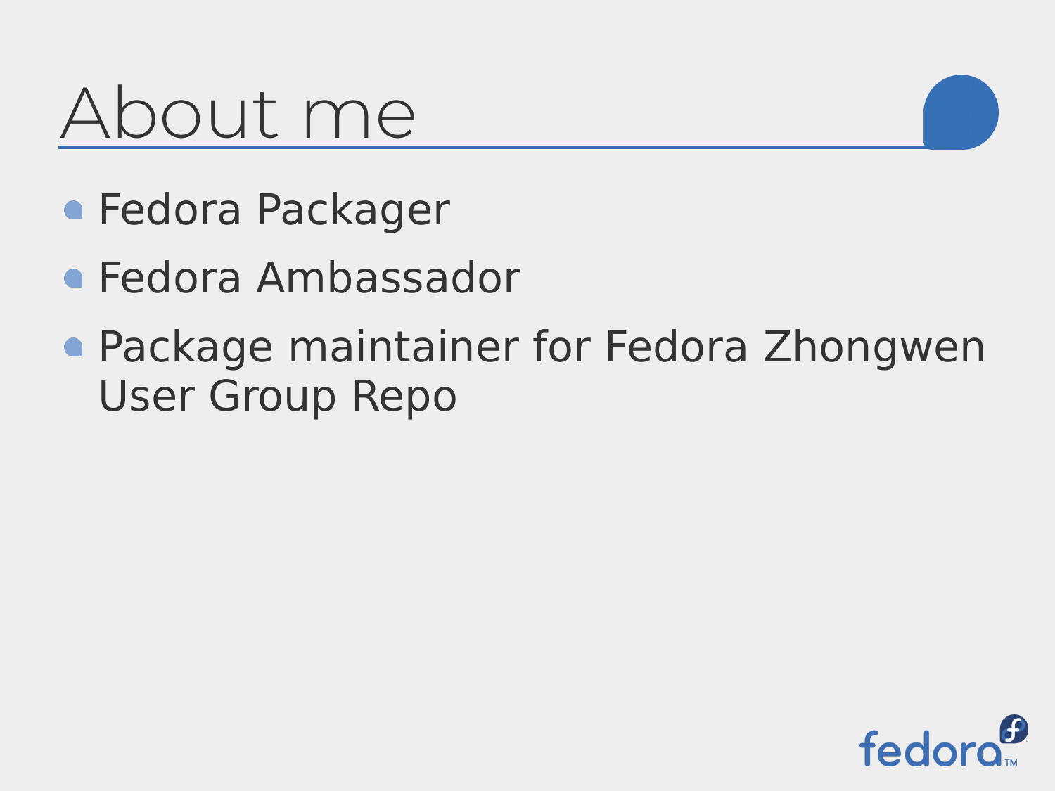# About me

- Fedora Packager
- Fedora Ambassador
- Package maintainer for Fedora Zhongwen User Group Repo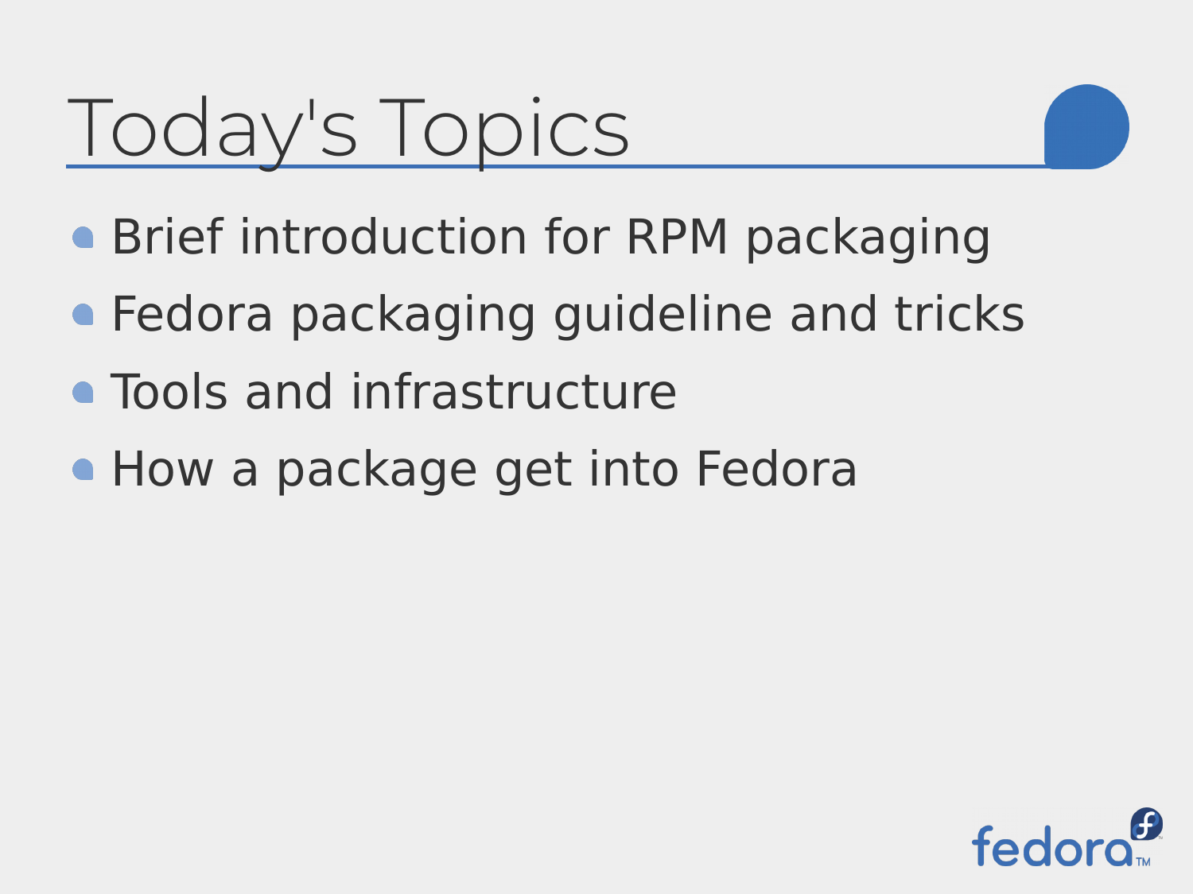# Today's Topics

- Brief introduction for RPM packaging
- Fedora packaging guideline and tricks
- Tools and infrastructure
- How a package get into Fedora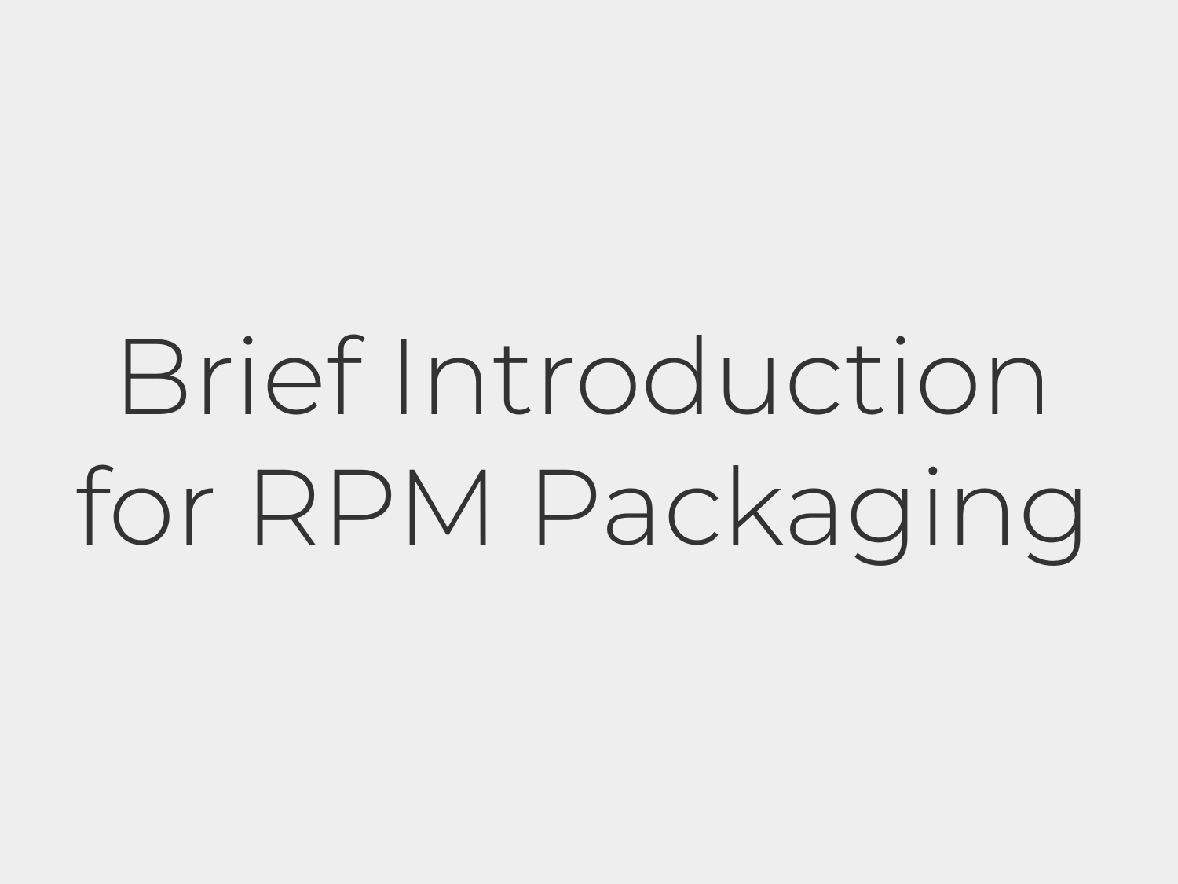# Brief Introduction for RPM Packaging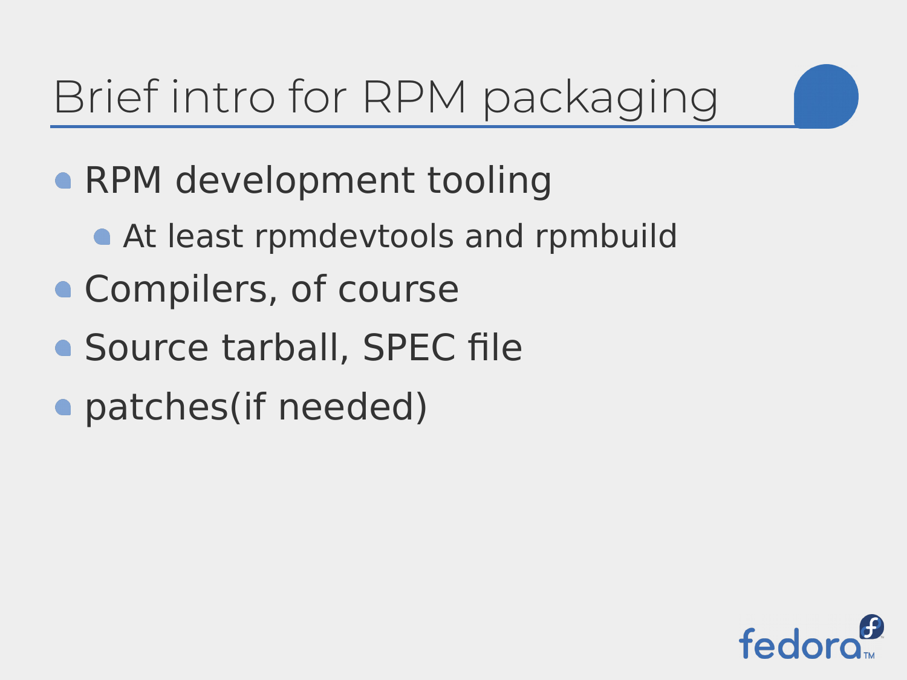# Brief intro for RPM packaging

- RPM development tooling
  - At least rpmdevtools and rpmbuild
- Compilers, of course
- Source tarball, SPEC file
- patches(if needed)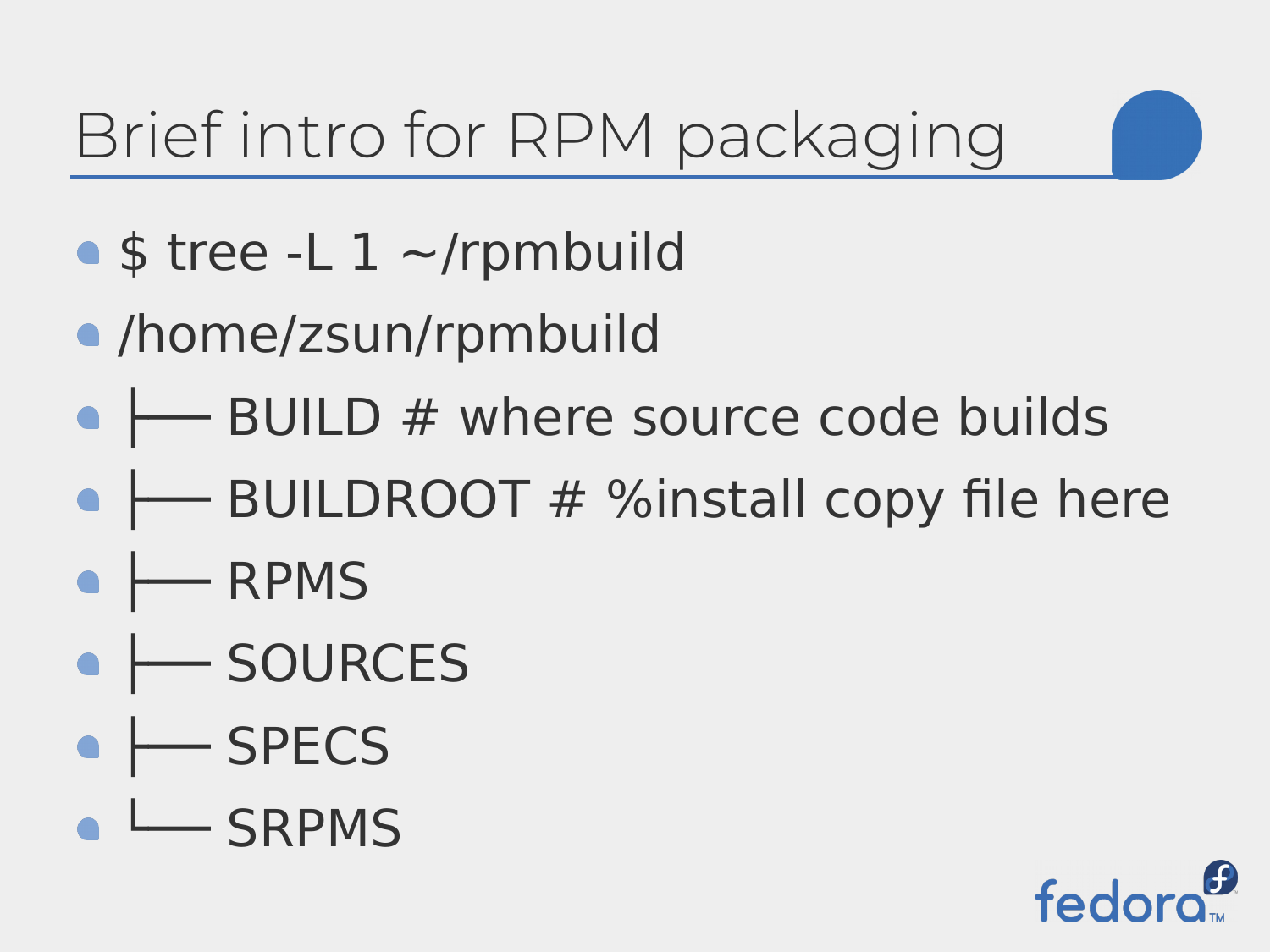# Brief intro for RPM packaging

- $ tree -L 1 ~/rpmbuild
- /home/zsun/rpmbuild
- ├── BUILD # where source code builds
- ├── BUILDROOT # %install copy file here
- ├── RPMS
- ├── SOURCES
- ├── SPECS
- └── SRPMS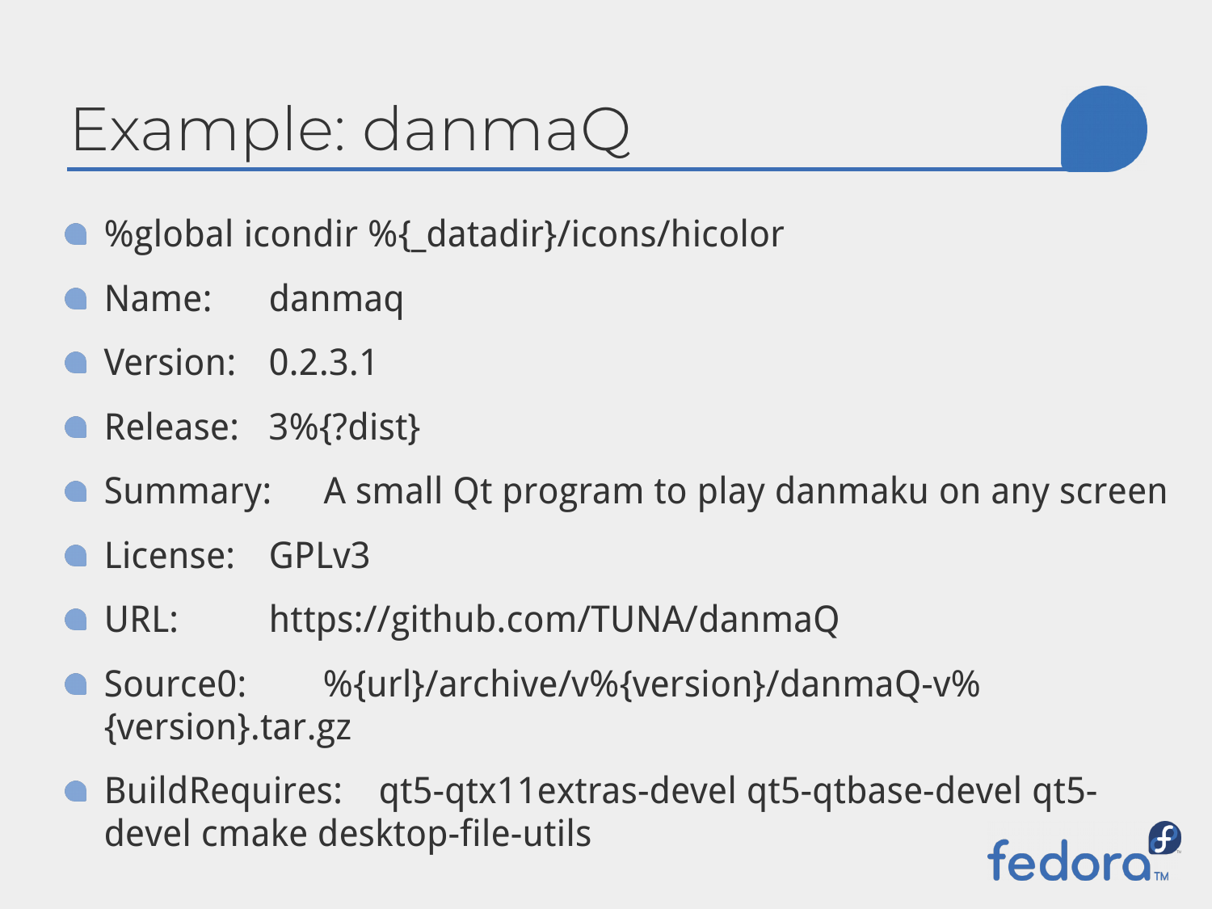# Example: danmaQ

- %global icondir %{_datadir}/icons/hicolor
- Name: danmaq
- Version: 0.2.3.1
- Release: 3%{?dist}
- Summary: A small Qt program to play danmaku on any screen
- License: GPLv3
- URL: https://github.com/TUNA/danmaQ
- Source0: %{url}/archive/v%{version}/danmaQ-v%{version}.tar.gz
- BuildRequires: qt5-qtx11extras-devel qt5-qtbase-devel qt5-devel cmake desktop-file-utils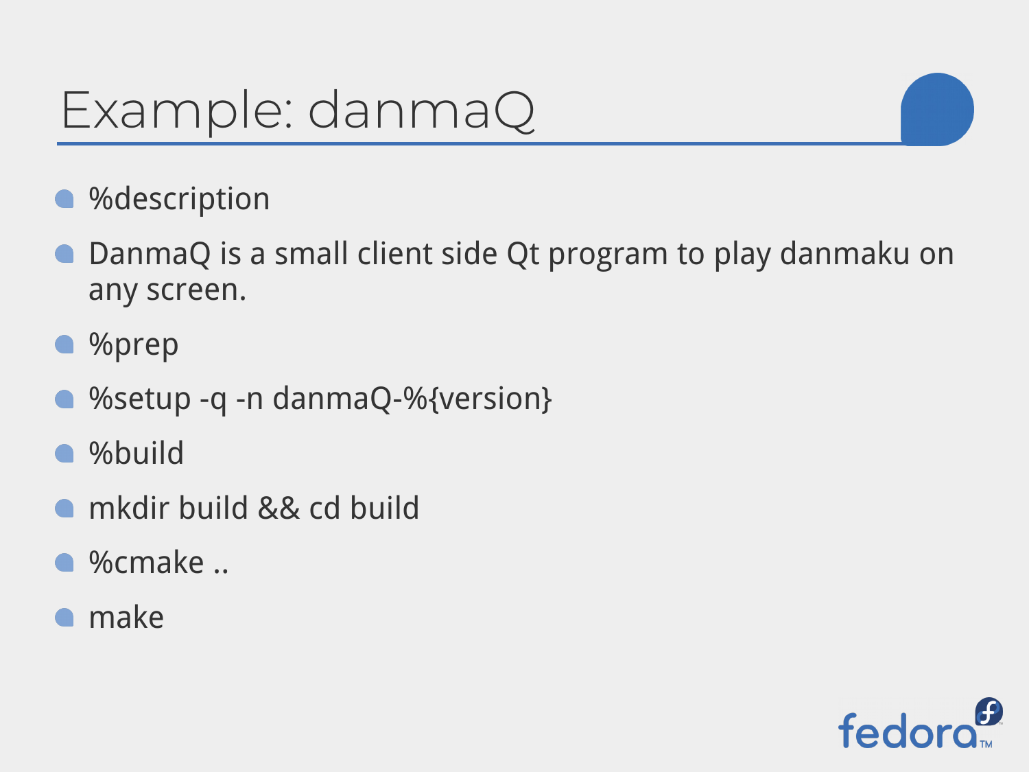# Example: danmaQ

- %description
- DanmaQ is a small client side Qt program to play danmaku on any screen.
- %prep
- %setup -q -n danmaQ-%{version}
- %build
- mkdir build && cd build
- %cmake ..
- make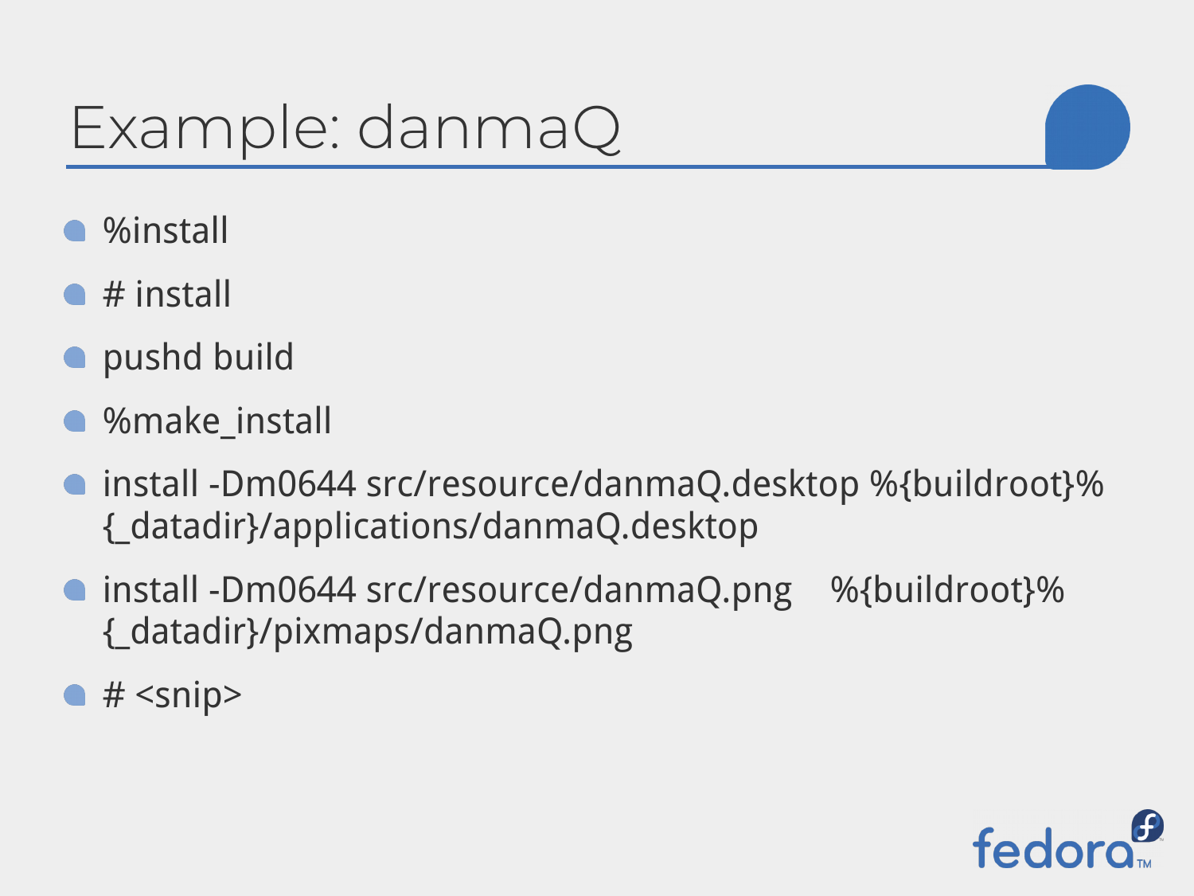# Example: danmaQ

- %install
- # install
- pushd build
- %make_install
- install -Dm0644 src/resource/danmaQ.desktop %{buildroot}%{_datadir}/applications/danmaQ.desktop
- install -Dm0644 src/resource/danmaQ.png    %{buildroot}%{_datadir}/pixmaps/danmaQ.png
- # <snip>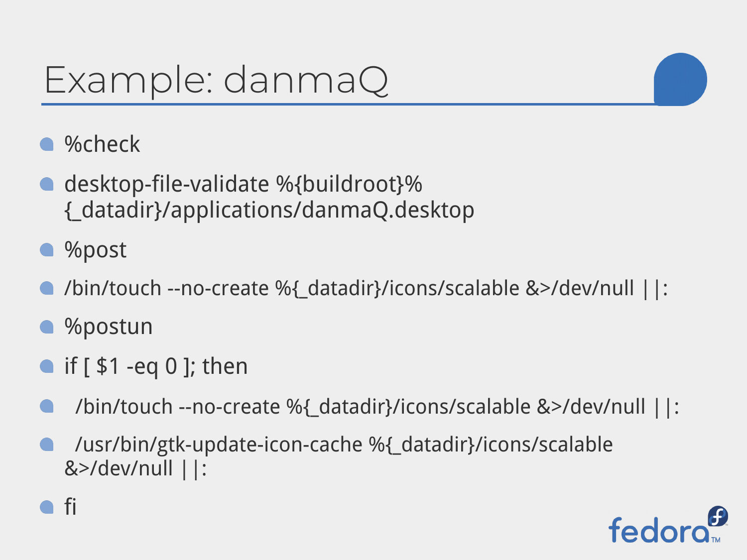# Example: danmaQ

- %check
- desktop-file-validate %{buildroot}%{_datadir}/applications/danmaQ.desktop
- %post
- /bin/touch --no-create %{_datadir}/icons/scalable &>/dev/null ||:
- %postun
- if [ $1 -eq 0 ]; then
-   /bin/touch --no-create %{_datadir}/icons/scalable &>/dev/null ||:
-   /usr/bin/gtk-update-icon-cache %{_datadir}/icons/scalable &>/dev/null ||:
- fi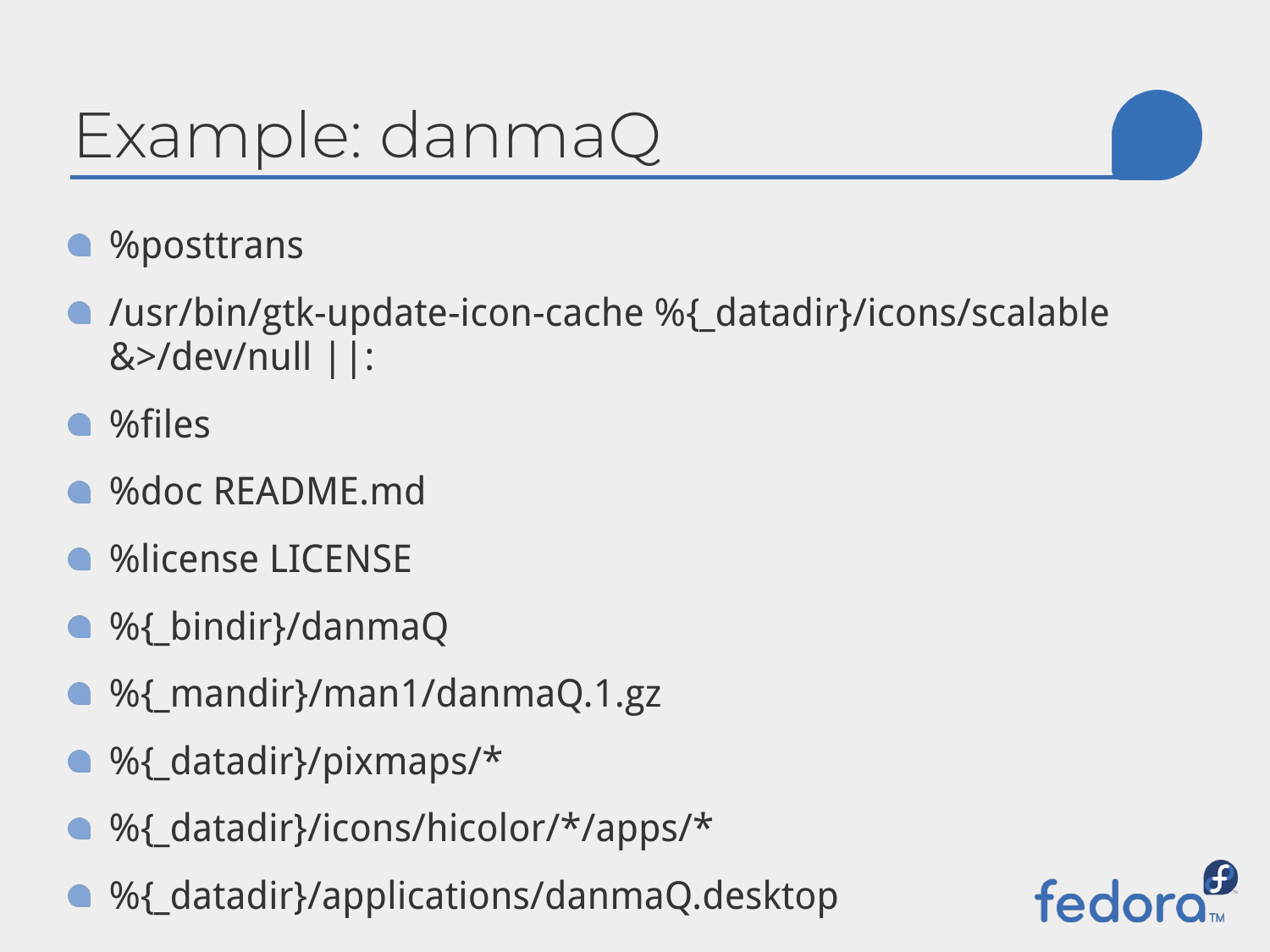# Example: danmaQ

- %posttrans
- /usr/bin/gtk-update-icon-cache %{_datadir}/icons/scalable &>/dev/null ||:
- %files
- %doc README.md
- %license LICENSE
- %{_bindir}/danmaQ
- %{_mandir}/man1/danmaQ.1.gz
- %{_datadir}/pixmaps/*
- %{_datadir}/icons/hicolor/*/apps/*
- %{_datadir}/applications/danmaQ.desktop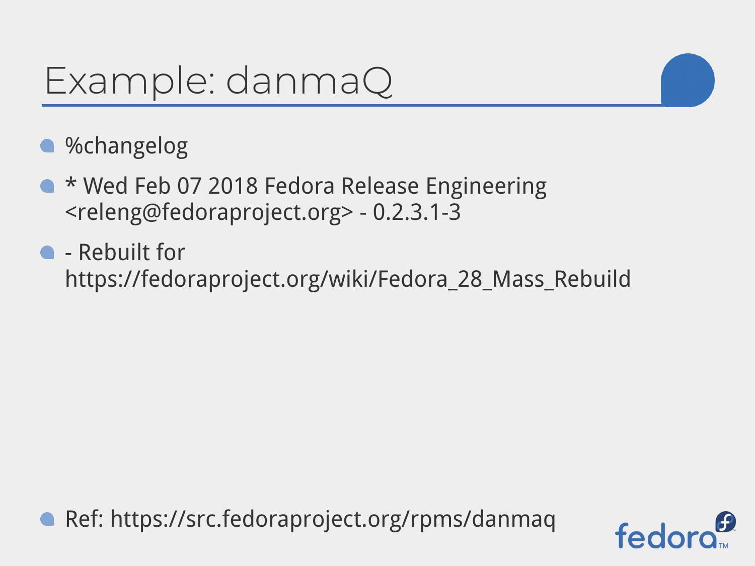# Example: danmaQ

- %changelog
- * Wed Feb 07 2018 Fedora Release Engineering <releng@fedoraproject.org> - 0.2.3.1-3
- - Rebuilt for https://fedoraproject.org/wiki/Fedora_28_Mass_Rebuild

- Ref: https://src.fedoraproject.org/rpms/danmaq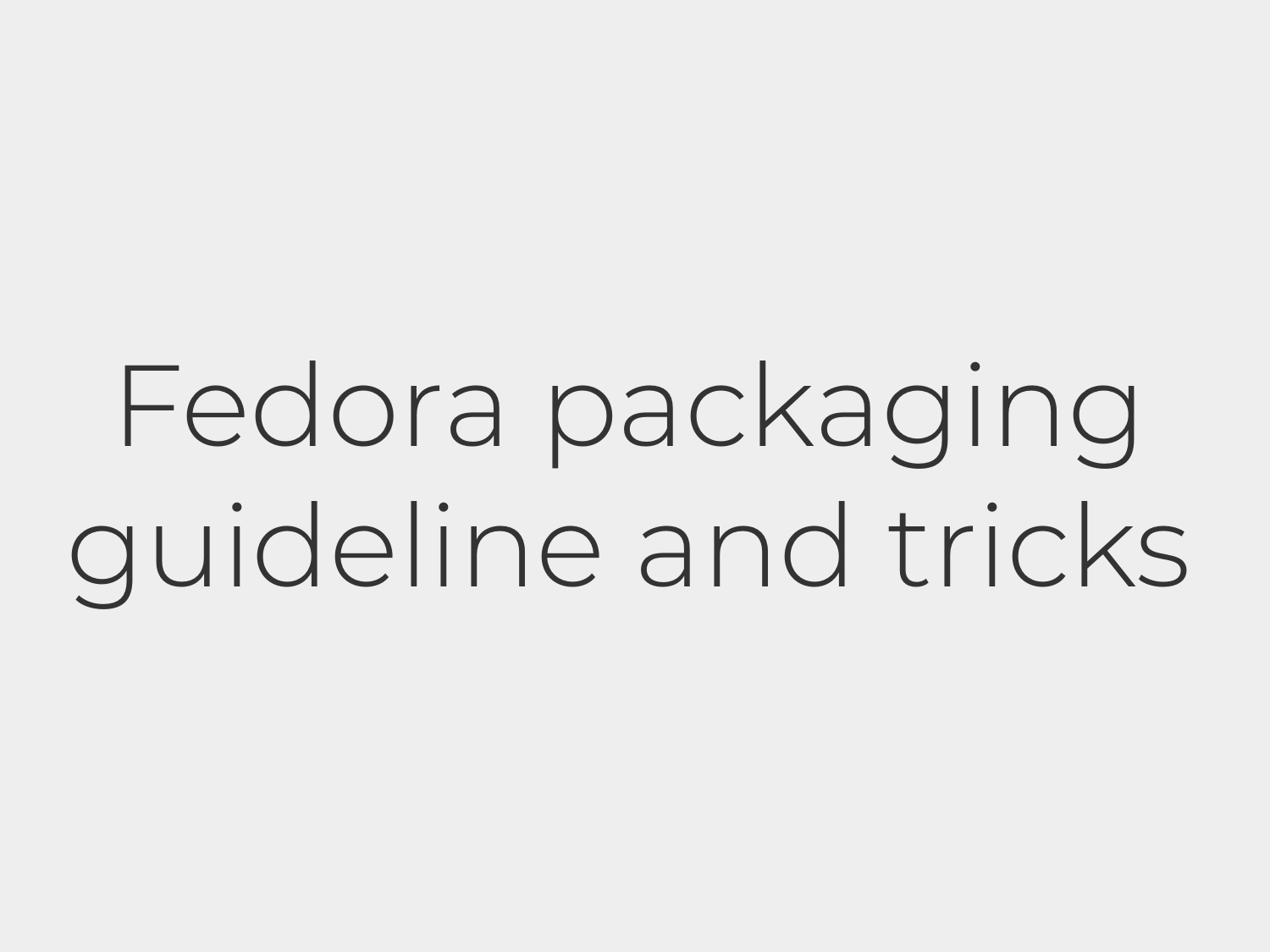# Fedora packaging guideline and tricks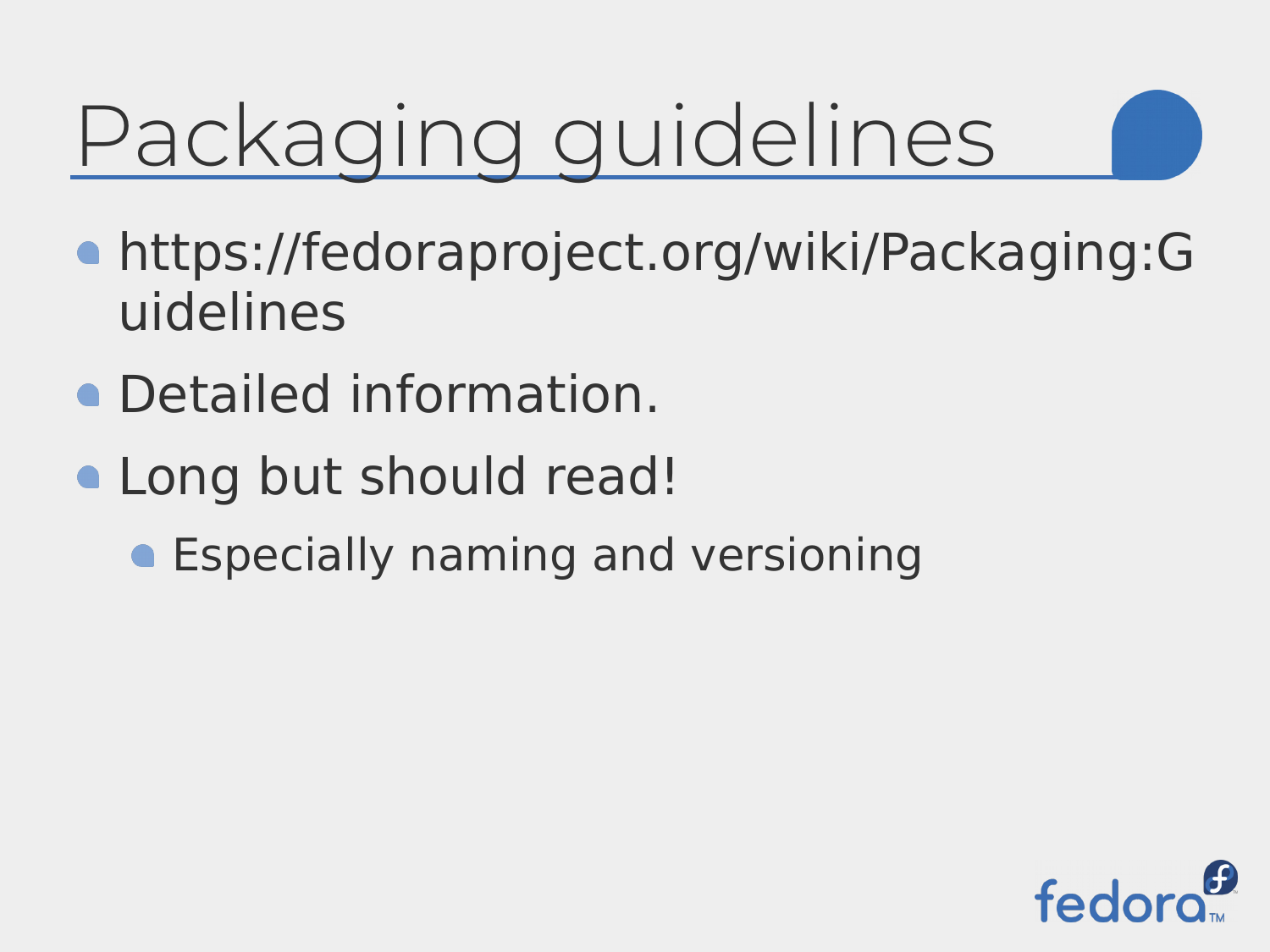# Packaging guidelines

- https://fedoraproject.org/wiki/Packaging:Guidelines
- Detailed information.
- Long but should read!
  - Especially naming and versioning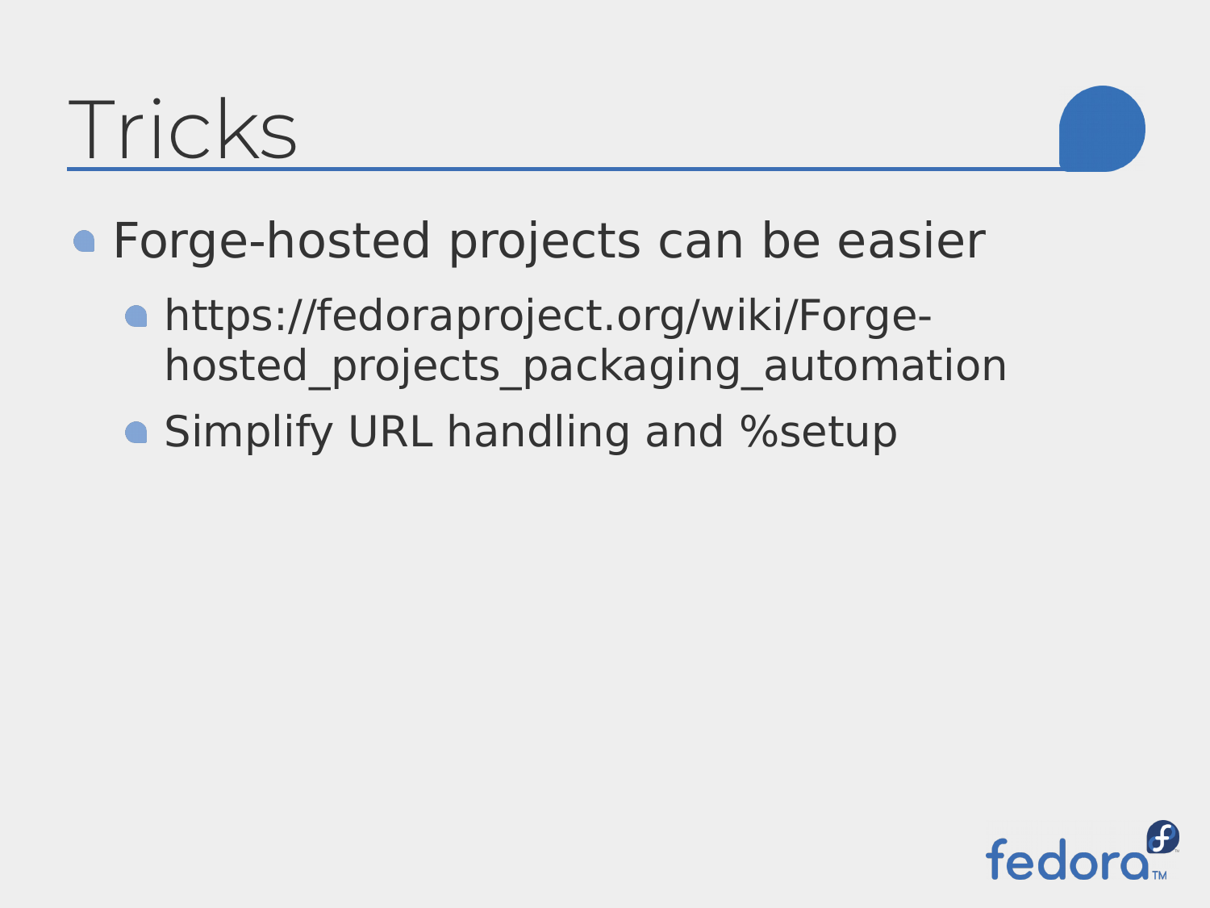# Tricks

- Forge-hosted projects can be easier
  - https://fedoraproject.org/wiki/Forge-hosted_projects_packaging_automation
  - Simplify URL handling and %setup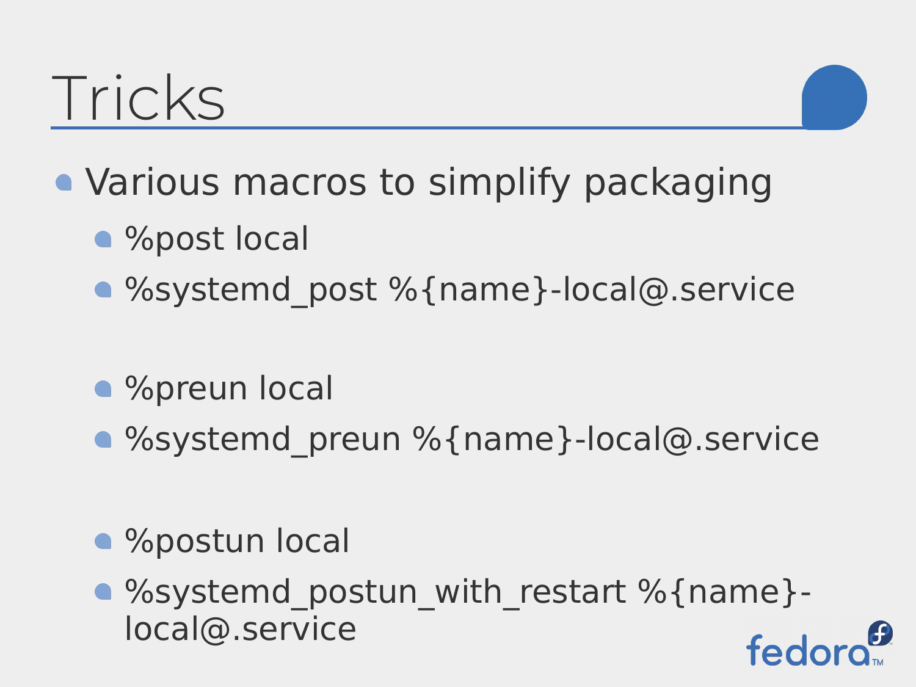# Tricks

- Various macros to simplify packaging
  - %post local
  - %systemd_post %{name}-local@.service
  - %preun local
  - %systemd_preun %{name}-local@.service
  - %postun local
  - %systemd_postun_with_restart %{name}-local@.service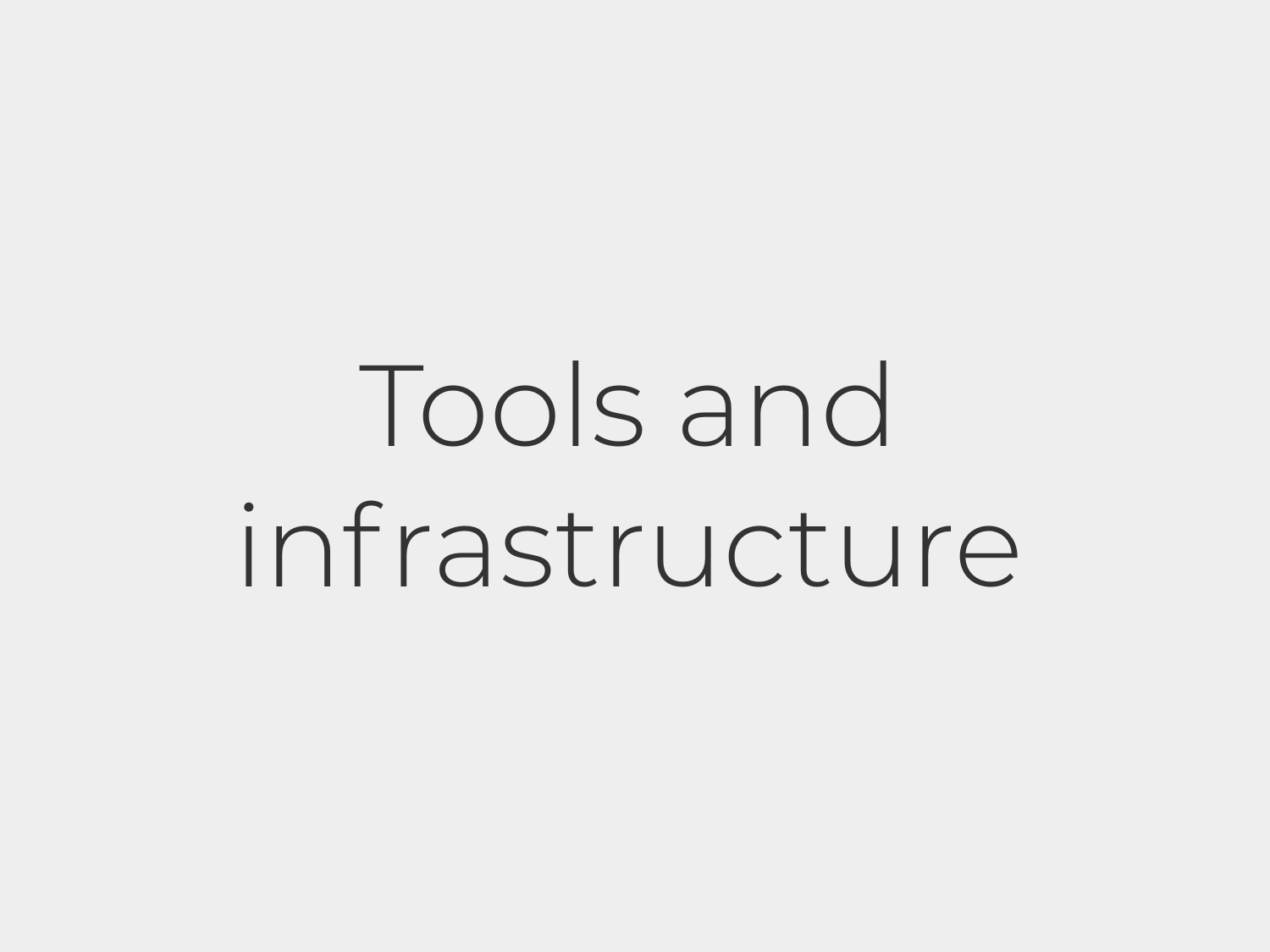# Tools and infrastructure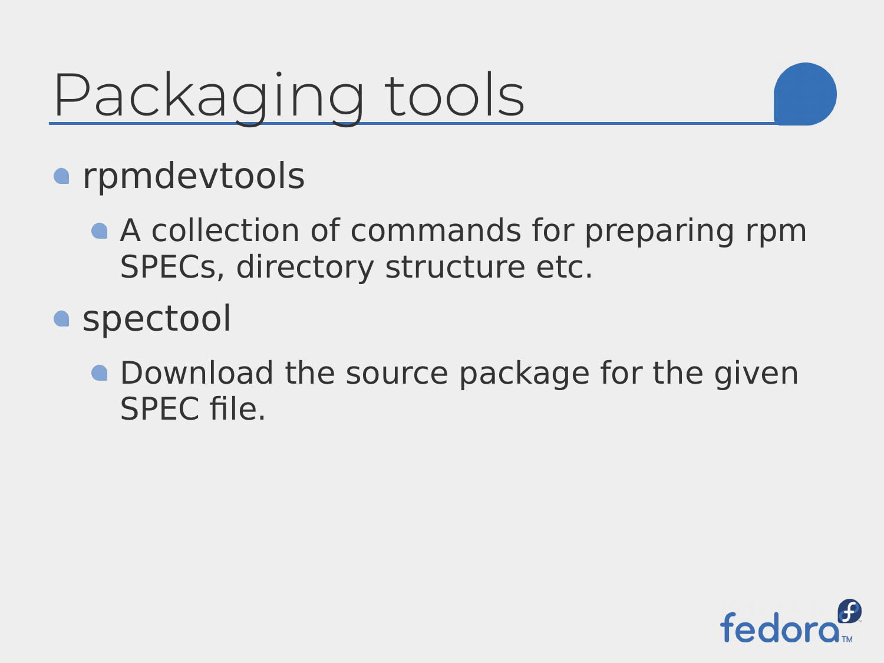# Packaging tools

- rpmdevtools
  - A collection of commands for preparing rpm SPECs, directory structure etc.
- spectool
  - Download the source package for the given SPEC file.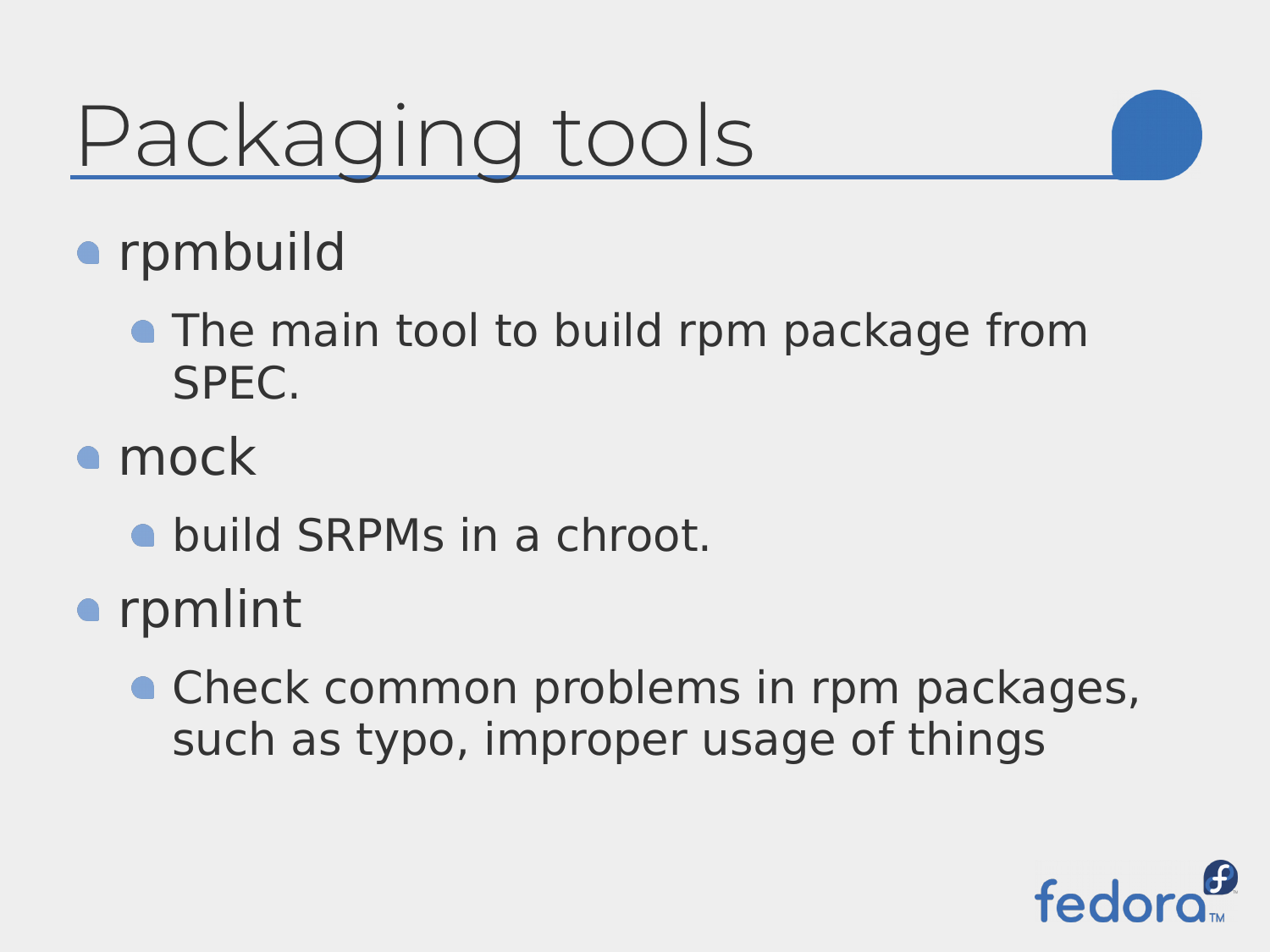# Packaging tools

- rpmbuild
  - The main tool to build rpm package from SPEC.
- mock
  - build SRPMs in a chroot.
- rpmlint
  - Check common problems in rpm packages, such as typo, improper usage of things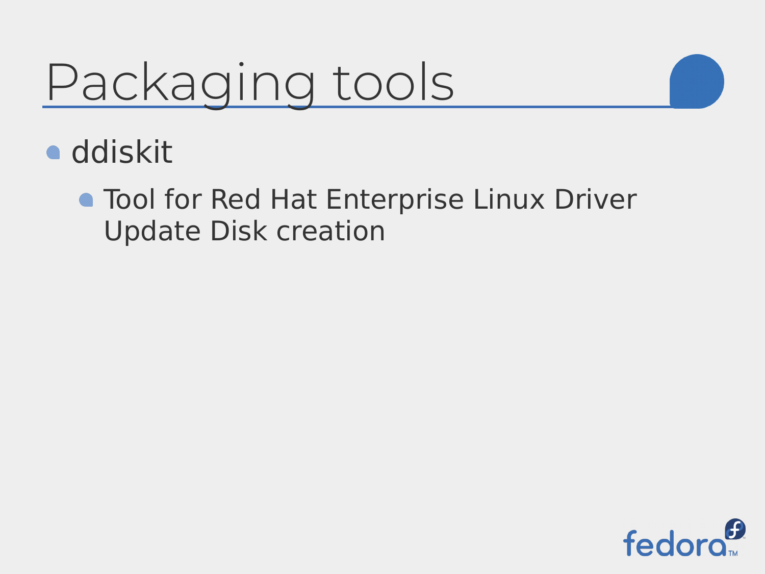# Packaging tools

- ddiskit
  - Tool for Red Hat Enterprise Linux Driver Update Disk creation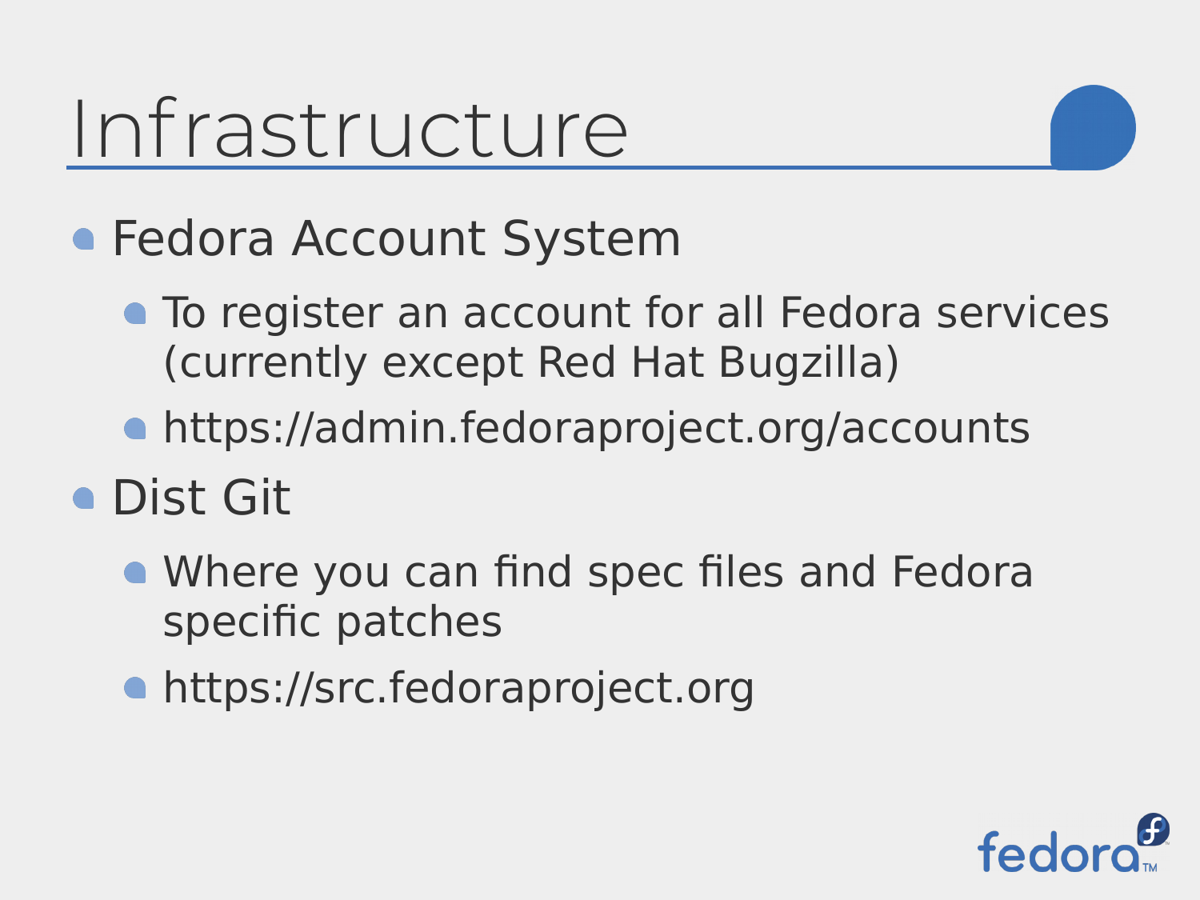# Infrastructure

- Fedora Account System
  - To register an account for all Fedora services (currently except Red Hat Bugzilla)
  - https://admin.fedoraproject.org/accounts
- Dist Git
  - Where you can find spec files and Fedora specific patches
  - https://src.fedoraproject.org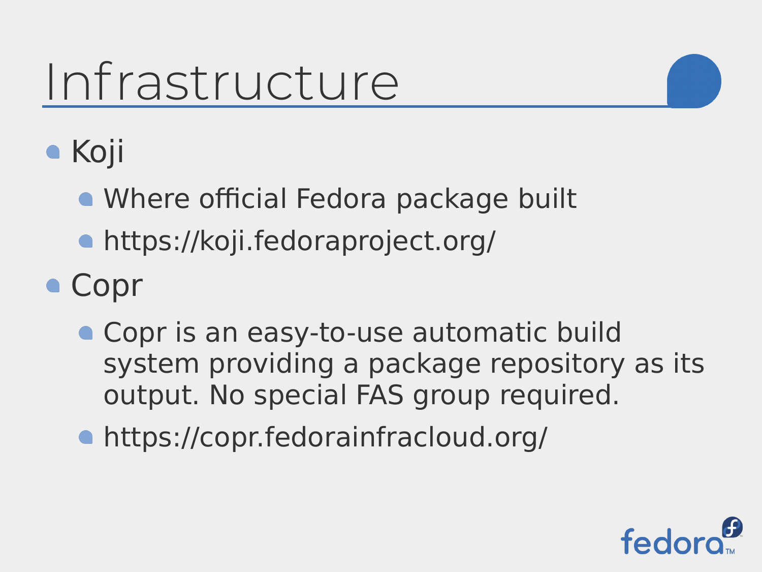# Infrastructure

- Koji
  - Where official Fedora package built
  - https://koji.fedoraproject.org/
- Copr
  - Copr is an easy-to-use automatic build system providing a package repository as its output. No special FAS group required.
  - https://copr.fedorainfracloud.org/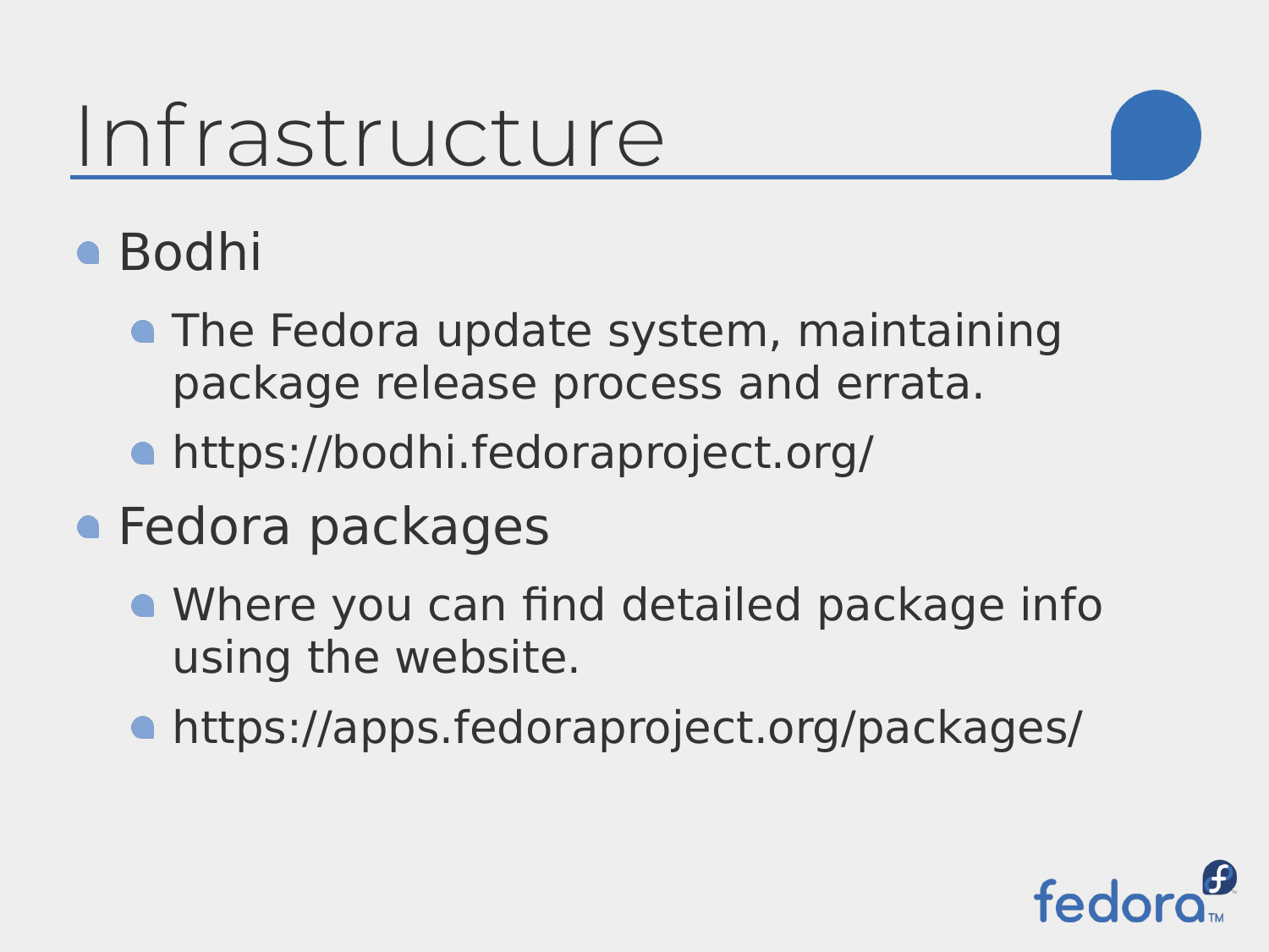# Infrastructure

- Bodhi
  - The Fedora update system, maintaining package release process and errata.
  - https://bodhi.fedoraproject.org/
- Fedora packages
  - Where you can find detailed package info using the website.
  - https://apps.fedoraproject.org/packages/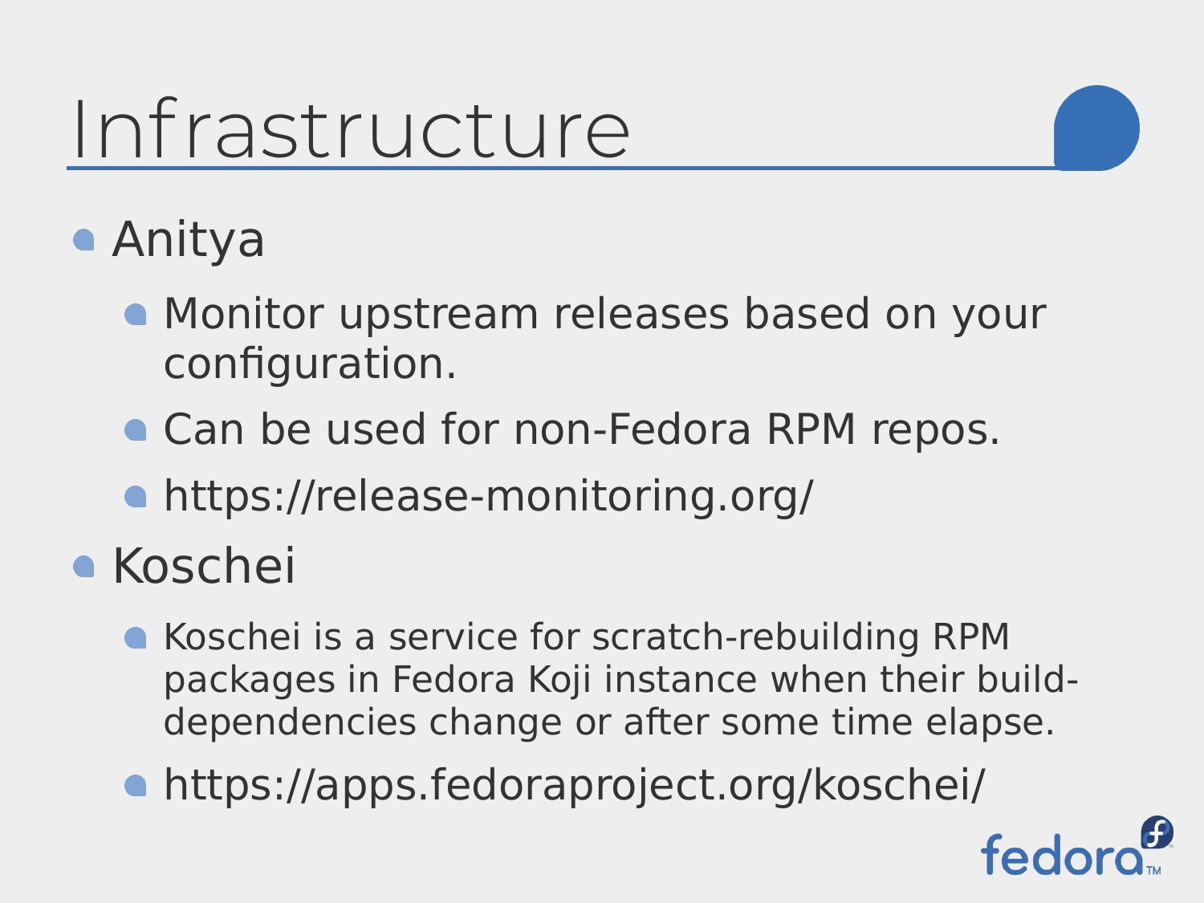# Infrastructure

- Anitya
  - Monitor upstream releases based on your configuration.
  - Can be used for non-Fedora RPM repos.
  - https://release-monitoring.org/
- Koschei
  - Koschei is a service for scratch-rebuilding RPM packages in Fedora Koji instance when their build-dependencies change or after some time elapse.
  - https://apps.fedoraproject.org/koschei/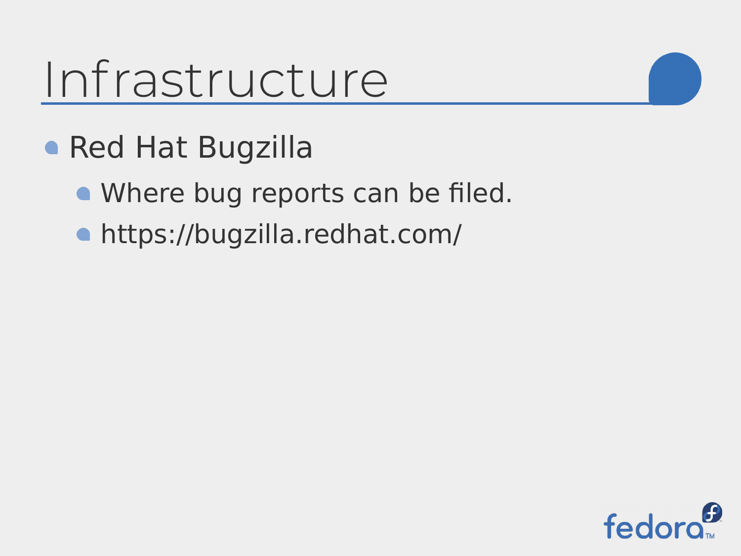# Infrastructure

- Red Hat Bugzilla
  - Where bug reports can be filed.
  - https://bugzilla.redhat.com/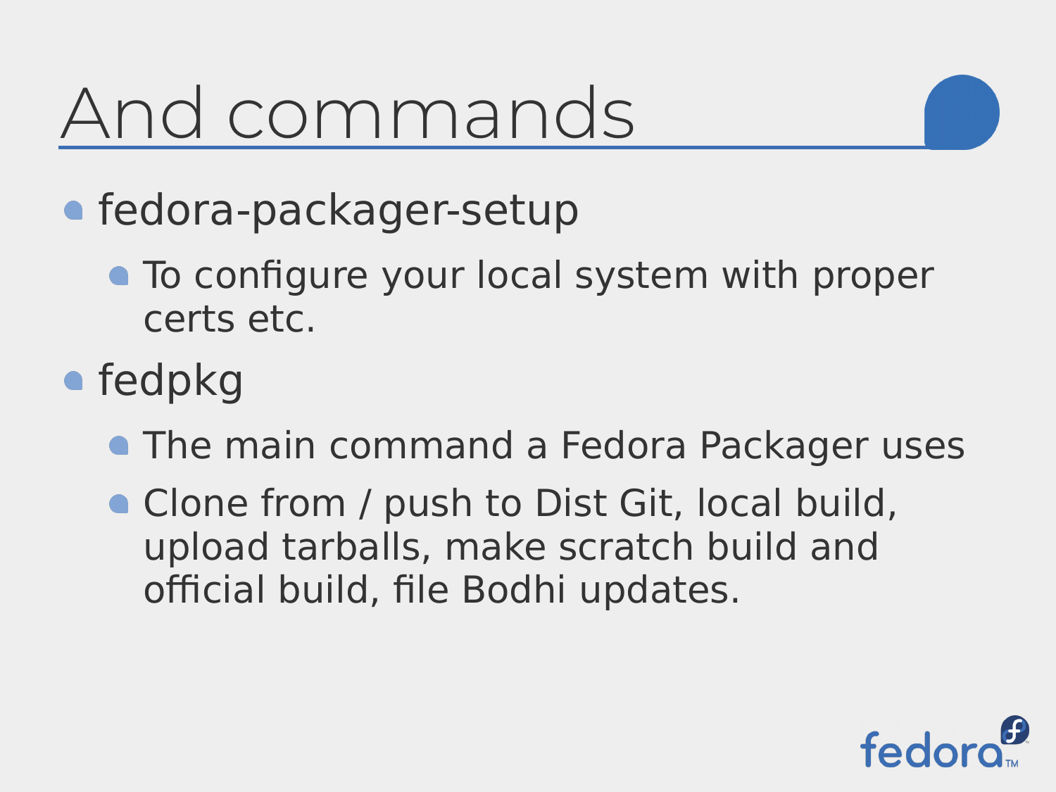# And commands

- fedora-packager-setup
  - To configure your local system with proper certs etc.
- fedpkg
  - The main command a Fedora Packager uses
  - Clone from / push to Dist Git, local build, upload tarballs, make scratch build and official build, file Bodhi updates.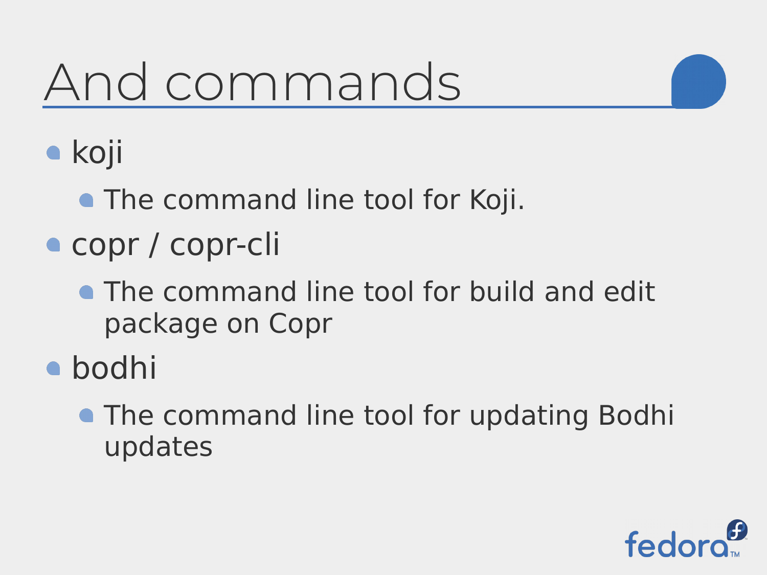# And commands

- koji
  - The command line tool for Koji.
- copr / copr-cli
  - The command line tool for build and edit package on Copr
- bodhi
  - The command line tool for updating Bodhi updates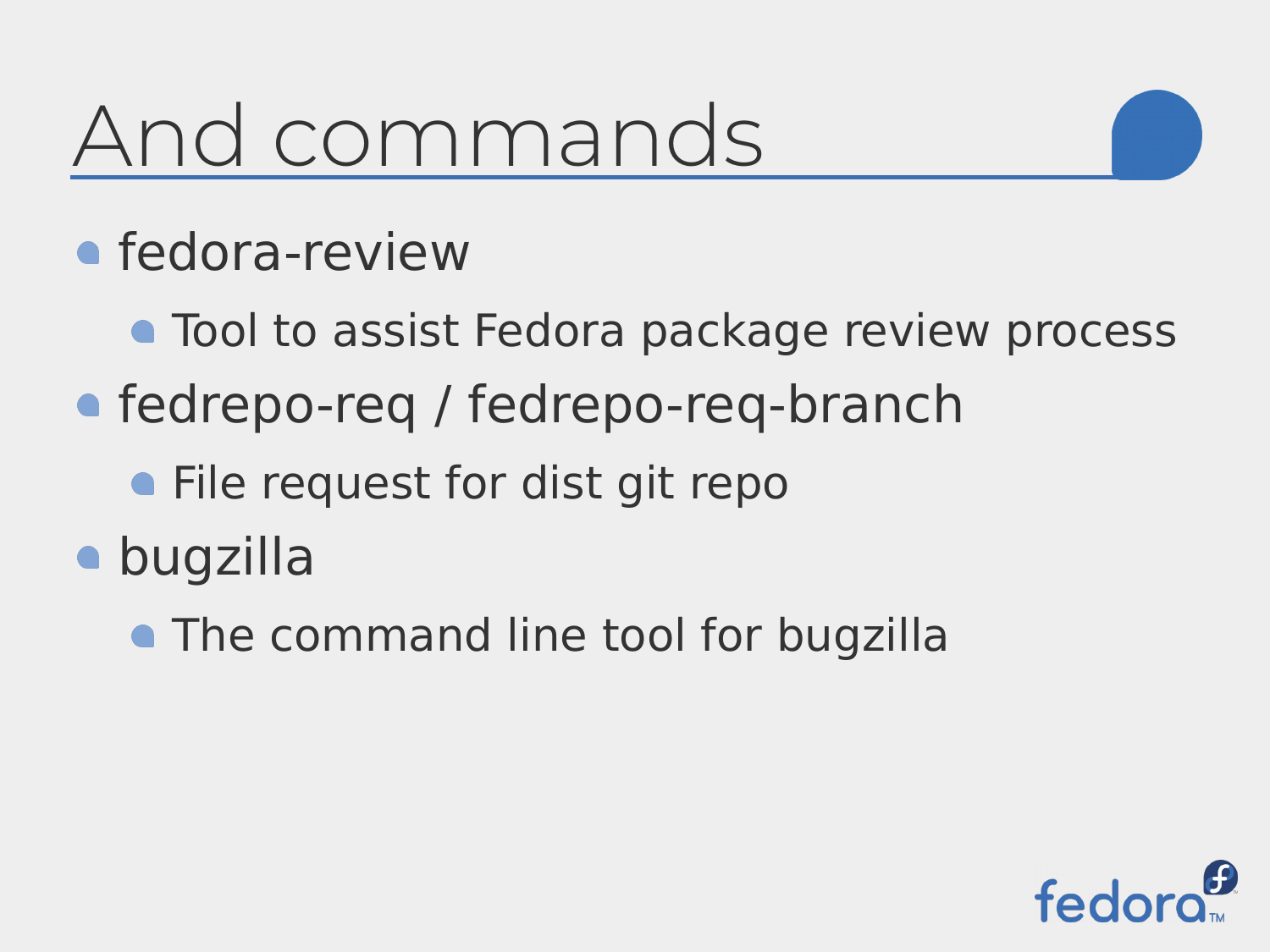# And commands

- fedora-review
  - Tool to assist Fedora package review process
- fedrepo-req / fedrepo-req-branch
  - File request for dist git repo
- bugzilla
  - The command line tool for bugzilla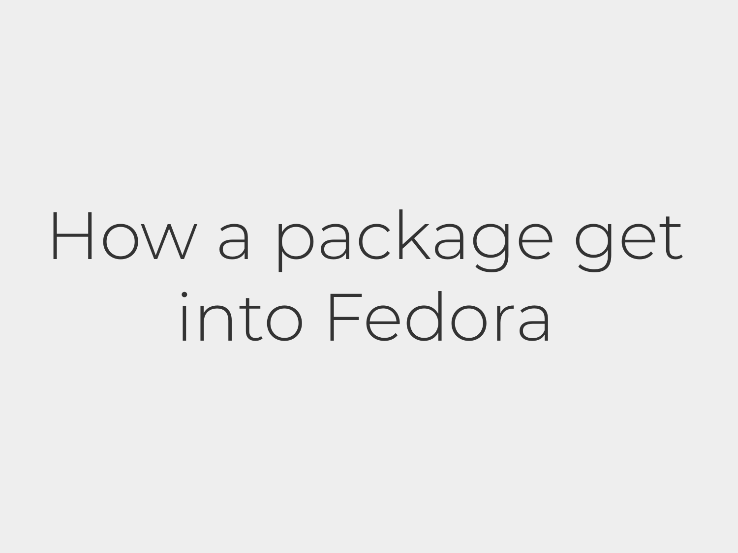# How a package get into Fedora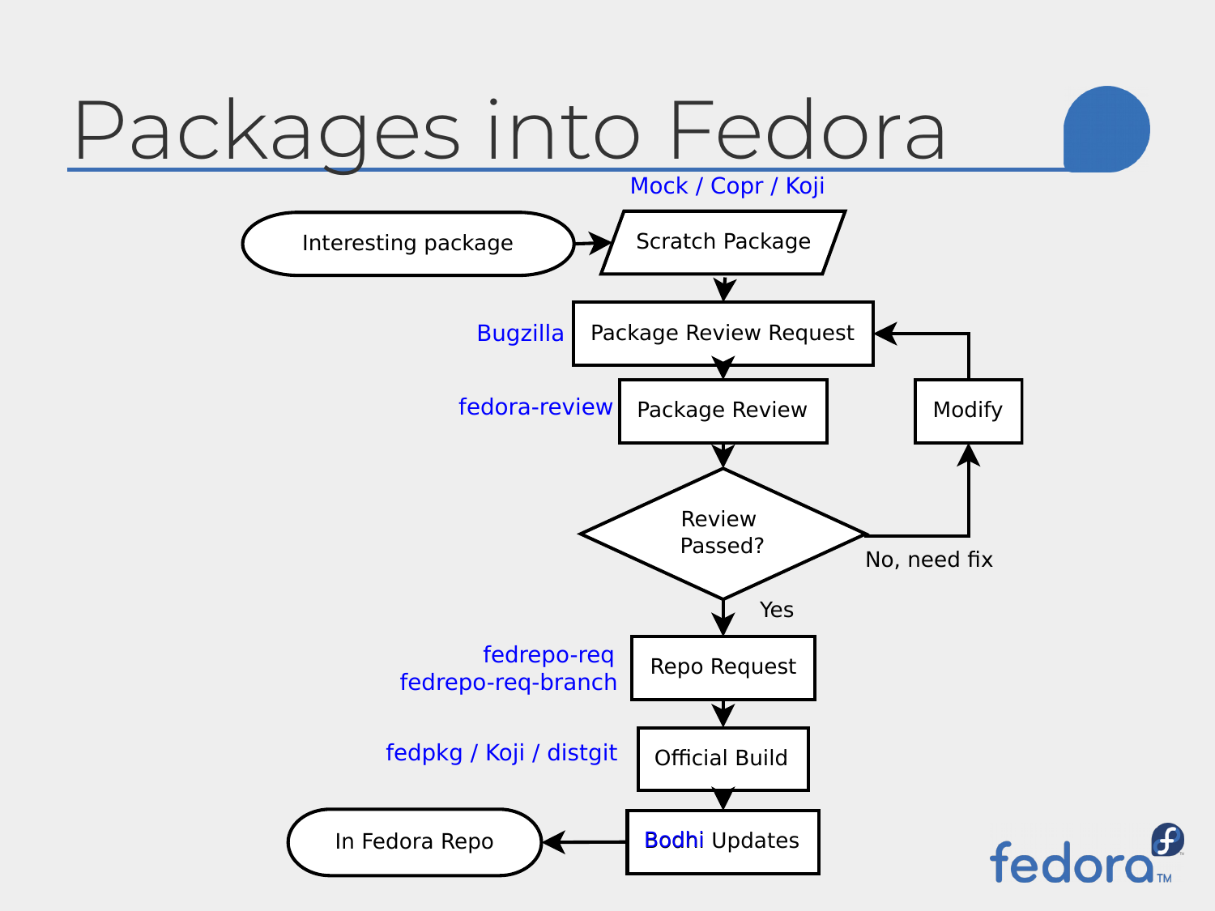# Packages into Fedora

Mock / Copr / Koji

Interesting package → Scratch Package

Bugzilla — Package Review Request

fedora-review — Package Review

Review Passed?

No, need fix → Modify → Package Review Request

Yes

fedrepo-req
fedrepo-req-branch — Repo Request

fedpkg / Koji / distgit — Official Build

Bodhi Updates → In Fedora Repo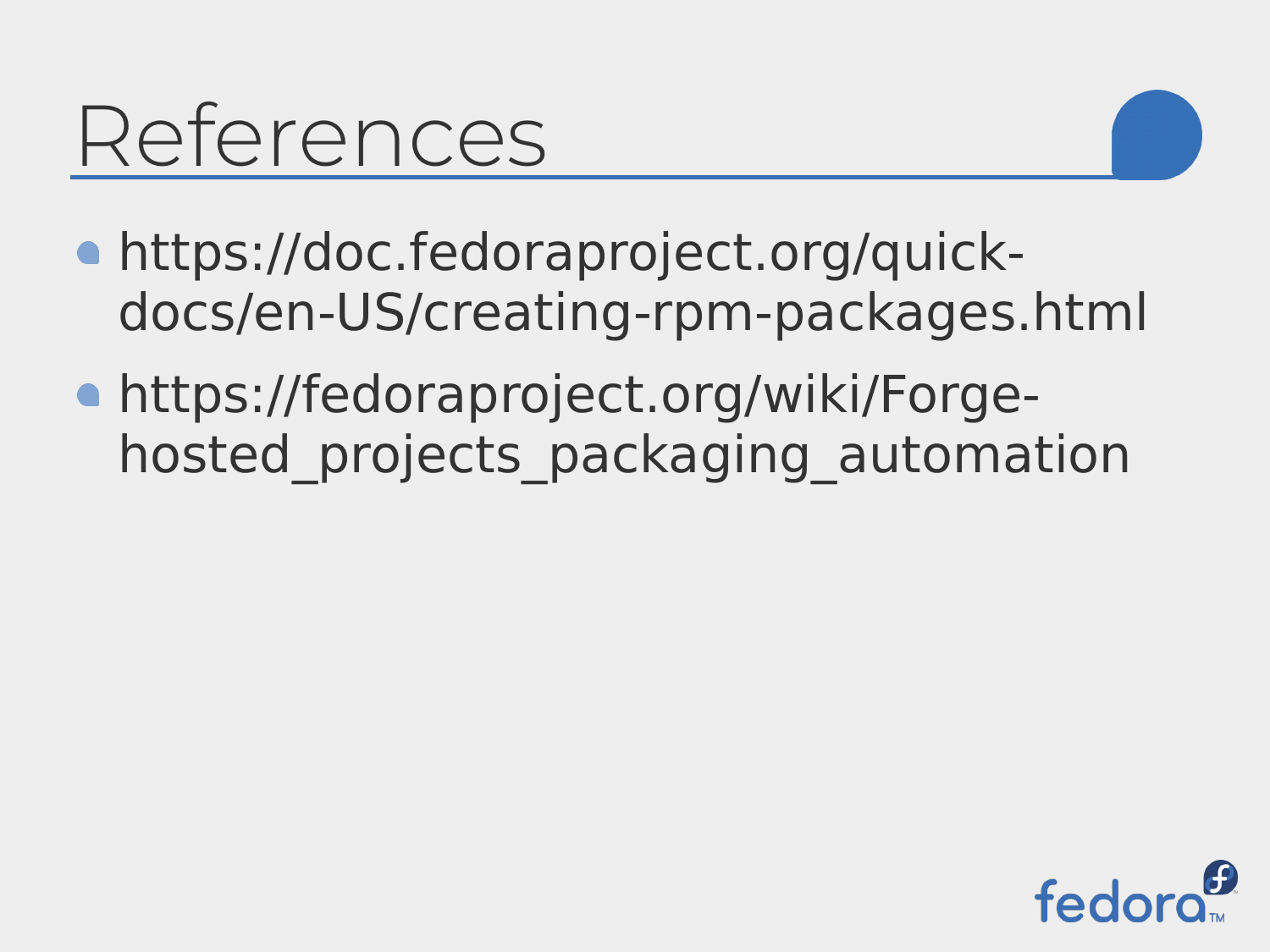# References

- https://doc.fedoraproject.org/quick-docs/en-US/creating-rpm-packages.html
- https://fedoraproject.org/wiki/Forge-hosted_projects_packaging_automation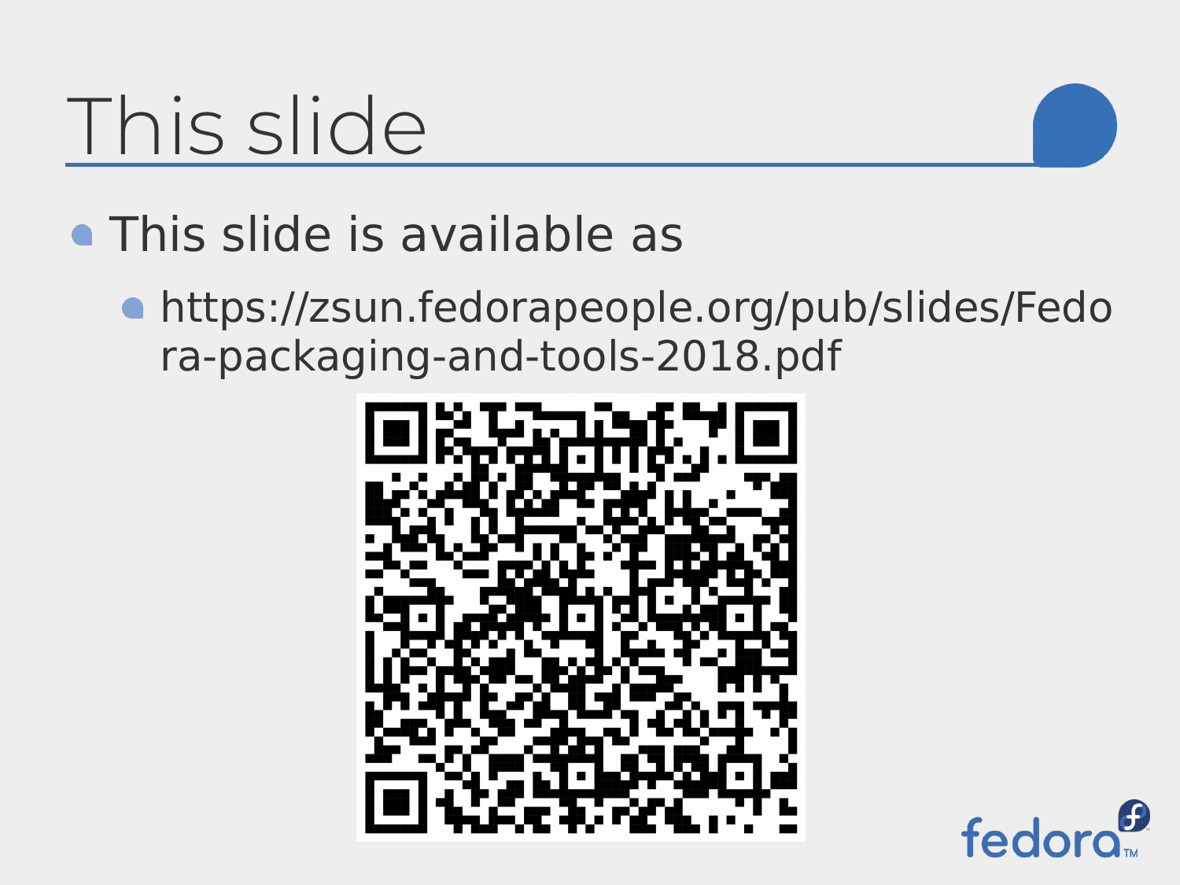# This slide

- This slide is available as
  - https://zsun.fedorapeople.org/pub/slides/Fedora-packaging-and-tools-2018.pdf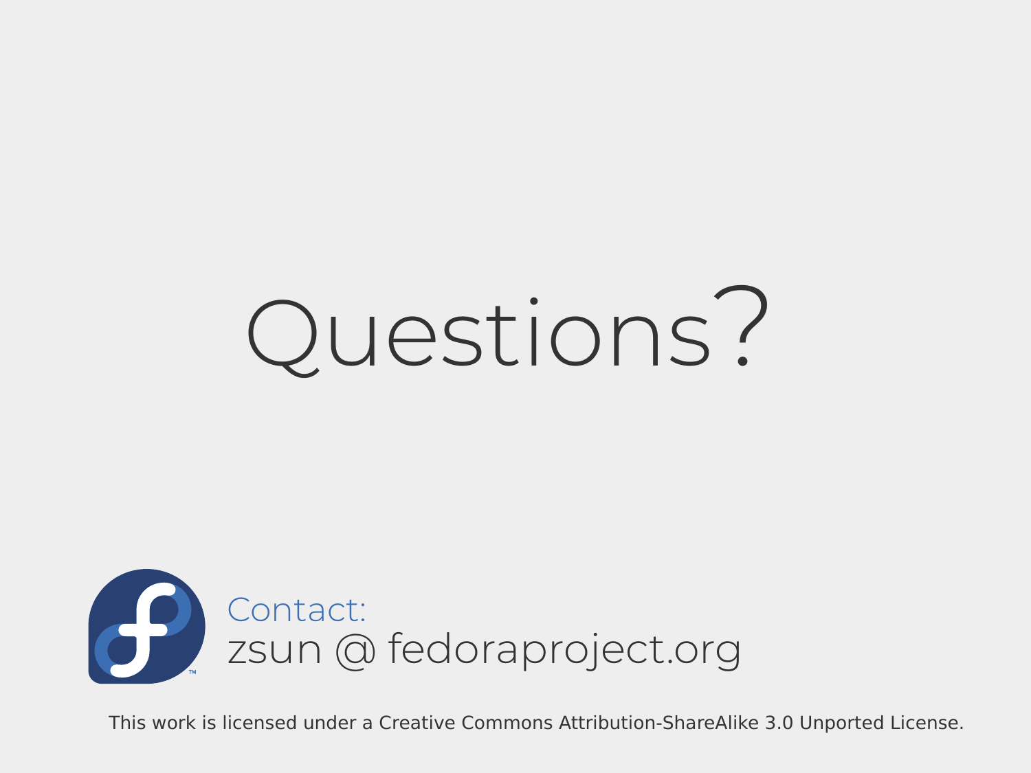# Questions?

Contact:

zsun @ fedoraproject.org

This work is licensed under a Creative Commons Attribution-ShareAlike 3.0 Unported License.